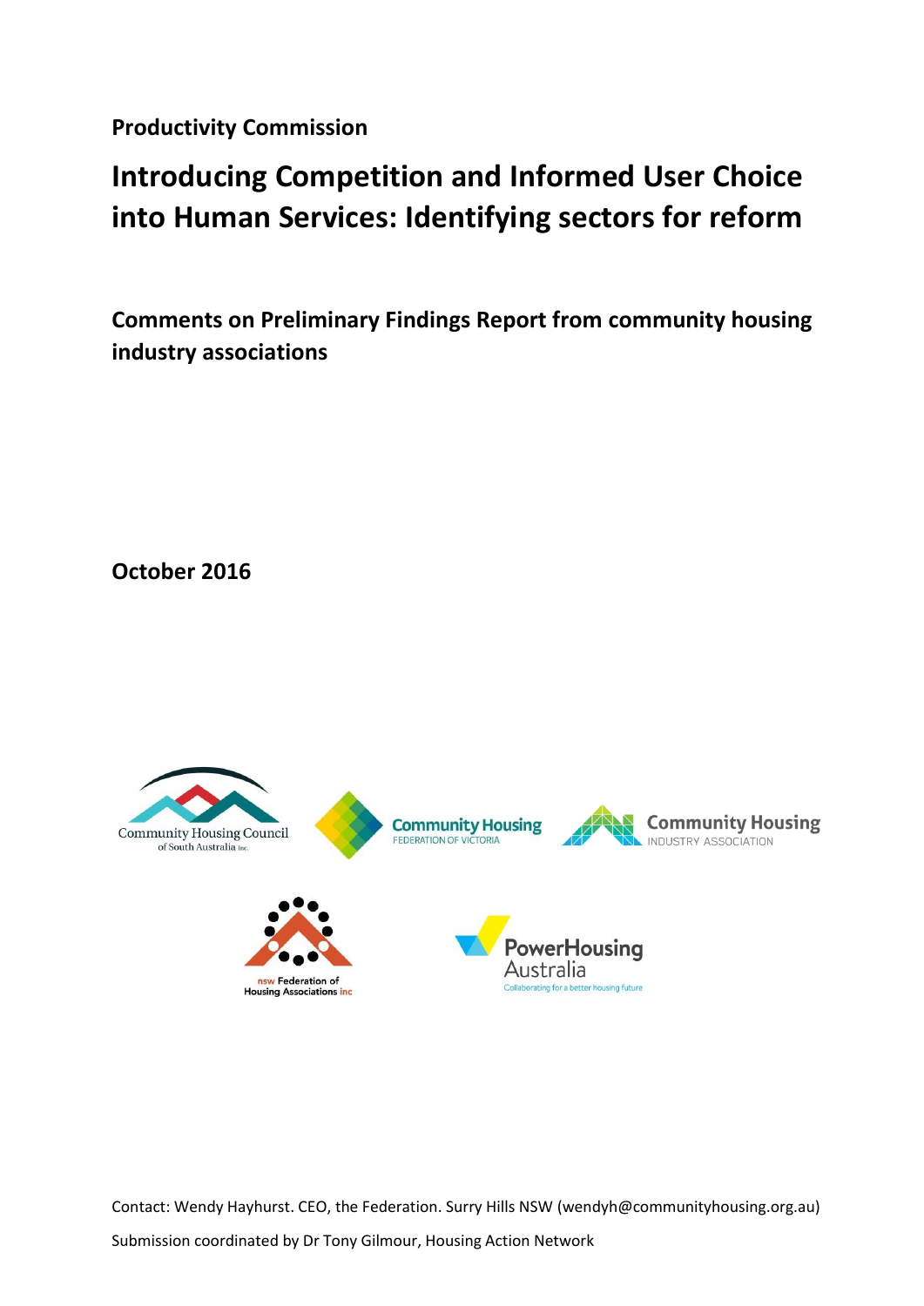**Productivity Commission**

# Introducing Competition and Informed User Choice into Human Services: Identifying sectors for reform

## Comments on Preliminary Findings Report from community housing industry associations

**October 2016**

Contact: Wendy Hayhurst. CEO, the Federation. Surry Hills NSW (wendyh@communityhousing.org.au)

Submission coordinated by Dr Tony Gilmour, Housing Action Network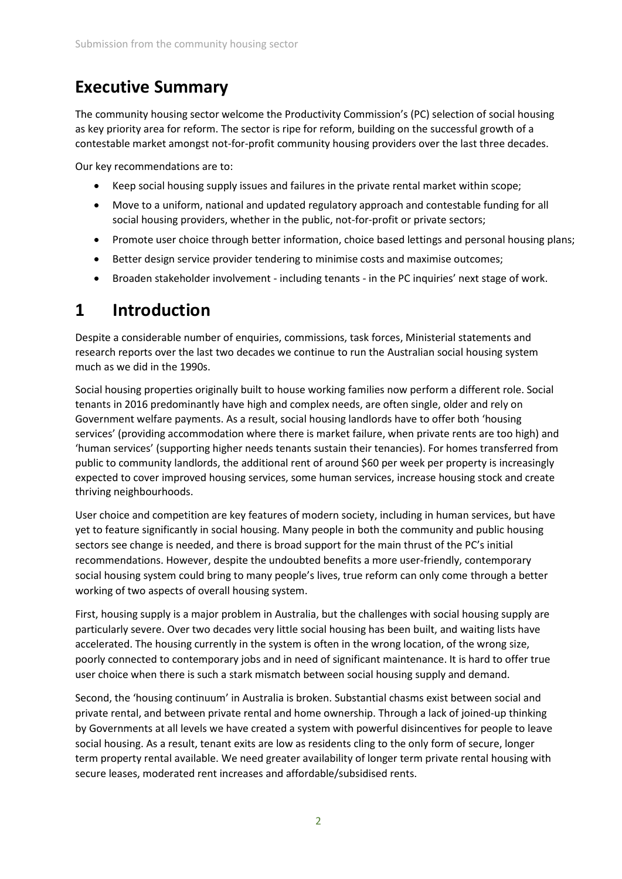## Executive Summary

The community housing sector welcome the Productivity Commission's (PC) selection of social housing as key priority area for reform. The sector is ripe for reform, building on the successful growth of a contestable market amongst not-for-profit community housing providers over the last three decades.

Our key recommendations are to:

- Keep social housing supply issues and failures in the private rental market within scope;
- Move to a uniform, national and updated regulatory approach and contestable funding for all social housing providers, whether in the public, not-for-profit or private sectors;
- Promote user choice through better information, choice based lettings and personal housing plans;
- Better design service provider tendering to minimise costs and maximise outcomes;
- Broaden stakeholder involvement - including tenants - in the PC inquiries' next stage of work.

# 1 Introduction

Despite a considerable number of enquiries, commissions, task forces, Ministerial statements and research reports over the last two decades we continue to run the Australian social housing system much as we did in the 1990s.

Social housing properties originally built to house working families now perform a different role. Social tenants in 2016 predominantly have high and complex needs, are often single, older and rely on Government welfare payments. As a result, social housing landlords have to offer both 'housing services' (providing accommodation where there is market failure, when private rents are too high) and 'human services' (supporting higher needs tenants sustain their tenancies). For homes transferred from public to community landlords, the additional rent of around $60 per week per property is increasingly expected to cover improved housing services, some human services, increase housing stock and create thriving neighbourhoods.

User choice and competition are key features of modern society, including in human services, but have yet to feature significantly in social housing. Many people in both the community and public housing sectors see change is needed, and there is broad support for the main thrust of the PC's initial recommendations. However, despite the undoubted benefits a more user-friendly, contemporary social housing system could bring to many people's lives, true reform can only come through a better working of two aspects of overall housing system.

First, housing supply is a major problem in Australia, but the challenges with social housing supply are particularly severe. Over two decades very little social housing has been built, and waiting lists have accelerated. The housing currently in the system is often in the wrong location, of the wrong size, poorly connected to contemporary jobs and in need of significant maintenance. It is hard to offer true user choice when there is such a stark mismatch between social housing supply and demand.

Second, the 'housing continuum' in Australia is broken. Substantial chasms exist between social and private rental, and between private rental and home ownership. Through a lack of joined-up thinking by Governments at all levels we have created a system with powerful disincentives for people to leave social housing. As a result, tenant exits are low as residents cling to the only form of secure, longer term property rental available. We need greater availability of longer term private rental housing with secure leases, moderated rent increases and affordable/subsidised rents.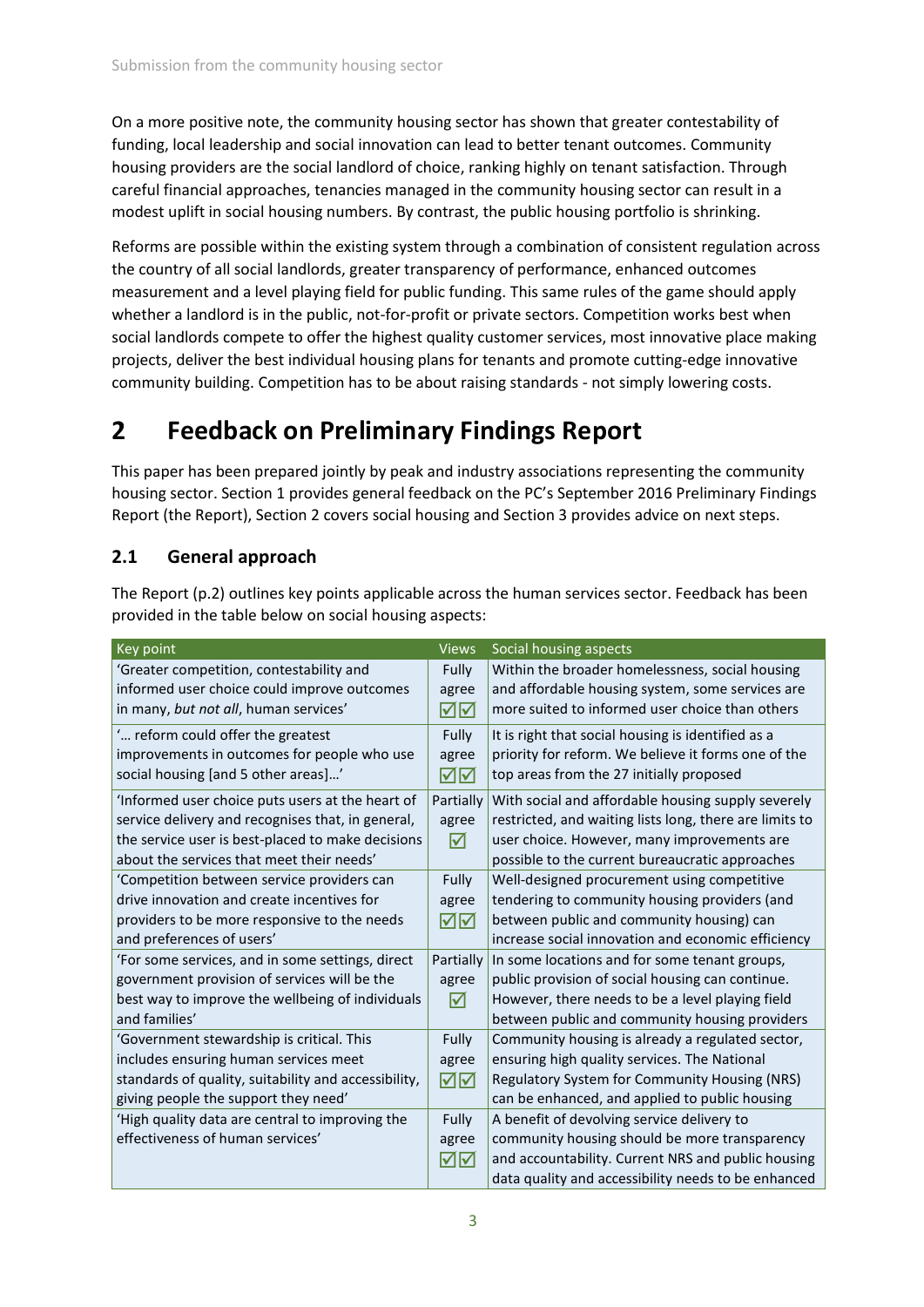On a more positive note, the community housing sector has shown that greater contestability of funding, local leadership and social innovation can lead to better tenant outcomes. Community housing providers are the social landlord of choice, ranking highly on tenant satisfaction. Through careful financial approaches, tenancies managed in the community housing sector can result in a modest uplift in social housing numbers. By contrast, the public housing portfolio is shrinking.

Reforms are possible within the existing system through a combination of consistent regulation across the country of all social landlords, greater transparency of performance, enhanced outcomes measurement and a level playing field for public funding. This same rules of the game should apply whether a landlord is in the public, not-for-profit or private sectors. Competition works best when social landlords compete to offer the highest quality customer services, most innovative place making projects, deliver the best individual housing plans for tenants and promote cutting-edge innovative community building. Competition has to be about raising standards - not simply lowering costs.

# 2 Feedback on Preliminary Findings Report

This paper has been prepared jointly by peak and industry associations representing the community housing sector. Section 1 provides general feedback on the PC's September 2016 Preliminary Findings Report (the Report), Section 2 covers social housing and Section 3 provides advice on next steps.

## 2.1 General approach

The Report (p.2) outlines key points applicable across the human services sector. Feedback has been provided in the table below on social housing aspects:

| Key point | Views | Social housing aspects |
|---|---|---|
| 'Greater competition, contestability and informed user choice could improve outcomes in many, *but not all*, human services' | Fully agree ☑☑ | Within the broader homelessness, social housing and affordable housing system, some services are more suited to informed user choice than others |
| '… reform could offer the greatest improvements in outcomes for people who use social housing [and 5 other areas]…' | Fully agree ☑☑ | It is right that social housing is identified as a priority for reform. We believe it forms one of the top areas from the 27 initially proposed |
| 'Informed user choice puts users at the heart of service delivery and recognises that, in general, the service user is best-placed to make decisions about the services that meet their needs' | Partially agree ☑ | With social and affordable housing supply severely restricted, and waiting lists long, there are limits to user choice. However, many improvements are possible to the current bureaucratic approaches |
| 'Competition between service providers can drive innovation and create incentives for providers to be more responsive to the needs and preferences of users' | Fully agree ☑☑ | Well-designed procurement using competitive tendering to community housing providers (and between public and community housing) can increase social innovation and economic efficiency |
| 'For some services, and in some settings, direct government provision of services will be the best way to improve the wellbeing of individuals and families' | Partially agree ☑ | In some locations and for some tenant groups, public provision of social housing can continue. However, there needs to be a level playing field between public and community housing providers |
| 'Government stewardship is critical. This includes ensuring human services meet standards of quality, suitability and accessibility, giving people the support they need' | Fully agree ☑☑ | Community housing is already a regulated sector, ensuring high quality services. The National Regulatory System for Community Housing (NRS) can be enhanced, and applied to public housing |
| 'High quality data are central to improving the effectiveness of human services' | Fully agree ☑☑ | A benefit of devolving service delivery to community housing should be more transparency and accountability. Current NRS and public housing data quality and accessibility needs to be enhanced |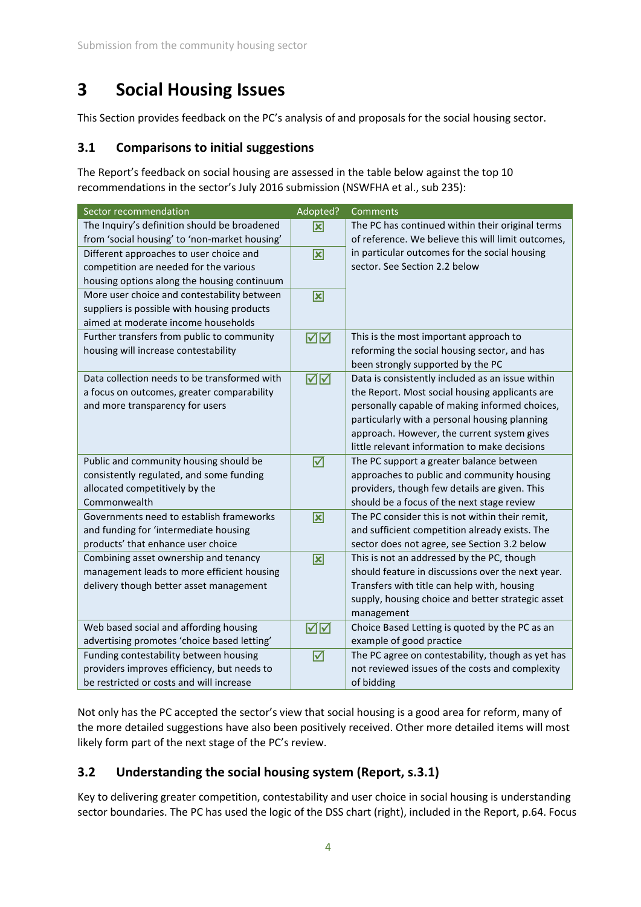# 3 Social Housing Issues

This Section provides feedback on the PC's analysis of and proposals for the social housing sector.

## 3.1 Comparisons to initial suggestions

The Report's feedback on social housing are assessed in the table below against the top 10 recommendations in the sector's July 2016 submission (NSWFHA et al., sub 235):

| Sector recommendation | Adopted? | Comments |
|---|---|---|
| The Inquiry's definition should be broadened from 'social housing' to 'non-market housing' | ☒ | The PC has continued within their original terms of reference. We believe this will limit outcomes, in particular outcomes for the social housing sector. See Section 2.2 below |
| Different approaches to user choice and competition are needed for the various housing options along the housing continuum | ☒ | |
| More user choice and contestability between suppliers is possible with housing products aimed at moderate income households | ☒ | |
| Further transfers from public to community housing will increase contestability | ☑☑ | This is the most important approach to reforming the social housing sector, and has been strongly supported by the PC |
| Data collection needs to be transformed with a focus on outcomes, greater comparability and more transparency for users | ☑☑ | Data is consistently included as an issue within the Report. Most social housing applicants are personally capable of making informed choices, particularly with a personal housing planning approach. However, the current system gives little relevant information to make decisions |
| Public and community housing should be consistently regulated, and some funding allocated competitively by the Commonwealth | ☑ | The PC support a greater balance between approaches to public and community housing providers, though few details are given. This should be a focus of the next stage review |
| Governments need to establish frameworks and funding for 'intermediate housing products' that enhance user choice | ☒ | The PC consider this is not within their remit, and sufficient competition already exists. The sector does not agree, see Section 3.2 below |
| Combining asset ownership and tenancy management leads to more efficient housing delivery though better asset management | ☒ | This is not an addressed by the PC, though should feature in discussions over the next year. Transfers with title can help with, housing supply, housing choice and better strategic asset management |
| Web based social and affording housing advertising promotes 'choice based letting' | ☑☑ | Choice Based Letting is quoted by the PC as an example of good practice |
| Funding contestability between housing providers improves efficiency, but needs to be restricted or costs and will increase | ☑ | The PC agree on contestability, though as yet has not reviewed issues of the costs and complexity of bidding |

Not only has the PC accepted the sector's view that social housing is a good area for reform, many of the more detailed suggestions have also been positively received. Other more detailed items will most likely form part of the next stage of the PC's review.

## 3.2 Understanding the social housing system (Report, s.3.1)

Key to delivering greater competition, contestability and user choice in social housing is understanding sector boundaries. The PC has used the logic of the DSS chart (right), included in the Report, p.64. Focus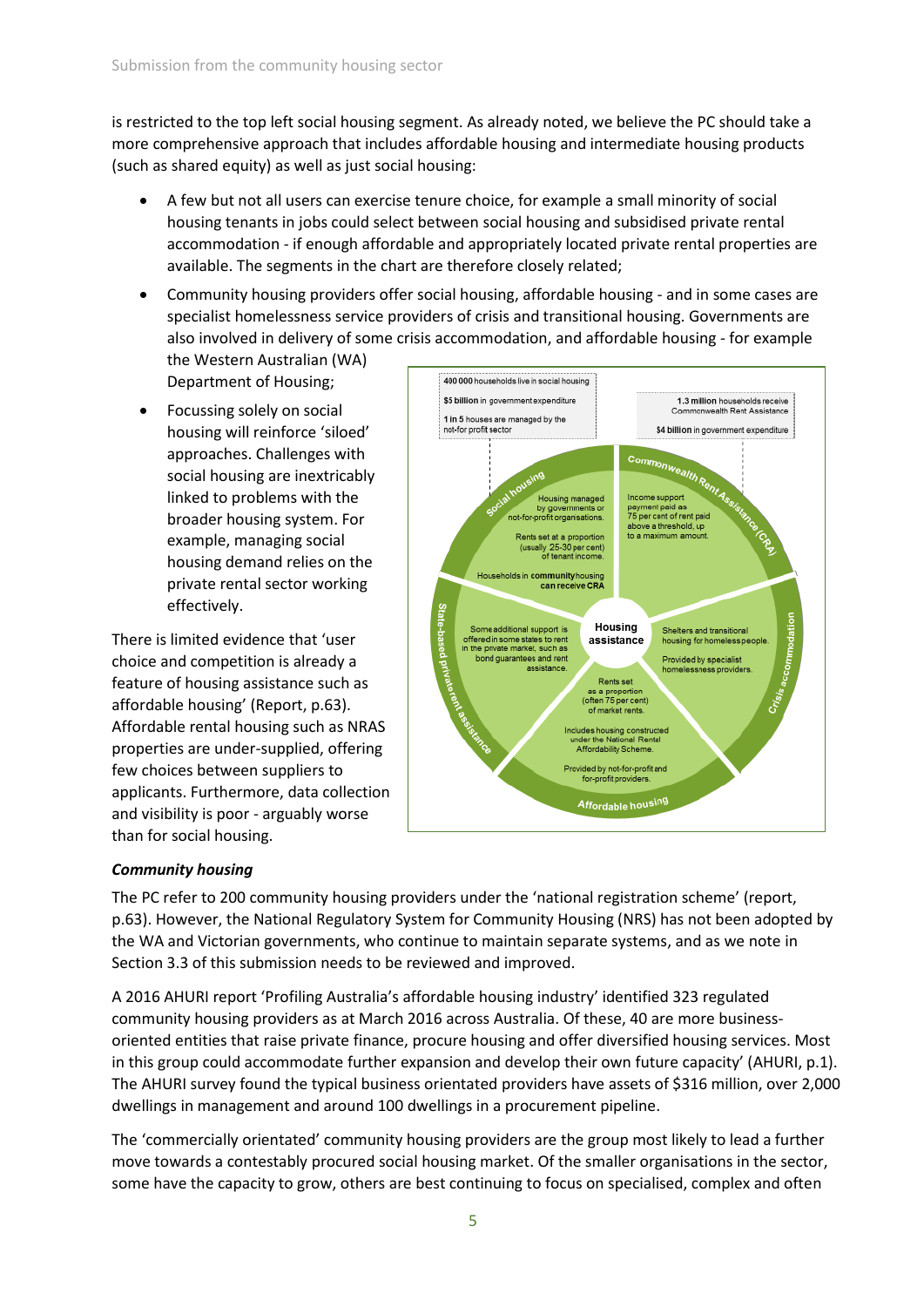is restricted to the top left social housing segment. As already noted, we believe the PC should take a more comprehensive approach that includes affordable housing and intermediate housing products (such as shared equity) as well as just social housing:

- A few but not all users can exercise tenure choice, for example a small minority of social housing tenants in jobs could select between social housing and subsidised private rental accommodation - if enough affordable and appropriately located private rental properties are available. The segments in the chart are therefore closely related;
- Community housing providers offer social housing, affordable housing - and in some cases are specialist homelessness service providers of crisis and transitional housing. Governments are also involved in delivery of some crisis accommodation, and affordable housing - for example the Western Australian (WA) Department of Housing;
- Focussing solely on social housing will reinforce 'siloed' approaches. Challenges with social housing are inextricably linked to problems with the broader housing system. For example, managing social housing demand relies on the private rental sector working effectively.

There is limited evidence that 'user choice and competition is already a feature of housing assistance such as affordable housing' (Report, p.63). Affordable rental housing such as NRAS properties are under-supplied, offering few choices between suppliers to applicants. Furthermore, data collection and visibility is poor - arguably worse than for social housing.

**400 000** households live in social housing
**$5 billion** in government expenditure
**1 in 5** houses are managed by the not-for profit sector

**1.3 million** households receive Commonwealth Rent Assistance
**$4 billion** in government expenditure

**Housing assistance**

**Social housing**: Housing managed by governments or not-for-profit organsations. Rents set at a proportion (usually 25-30 per cent) of tenant income. Households in **community** housing can receive CRA

**Commonwealth Rent Assistance (CRA)**: Income support payment paid as 75 per cent of rent paid above a threshold, up to a maximum amount.

**Crisis accommodation**: Shelters and transitional housing for homeless people. Provided by specialist homelessness providers.

**Affordable housing**: Rents set as a proportion (often 75 per cent) of market rents. Includes housing constructed under the National Rental Affordability Scheme. Provided by not-for-profit and for-profit providers.

**State-based private rent assistance**: Some additional support is offered in some states to rent in the private market, such as bond guarantees and rent assistance.

### *Community housing*

The PC refer to 200 community housing providers under the 'national registration scheme' (report, p.63). However, the National Regulatory System for Community Housing (NRS) has not been adopted by the WA and Victorian governments, who continue to maintain separate systems, and as we note in Section 3.3 of this submission needs to be reviewed and improved.

A 2016 AHURI report 'Profiling Australia's affordable housing industry' identified 323 regulated community housing providers as at March 2016 across Australia. Of these, 40 are more business-oriented entities that raise private finance, procure housing and offer diversified housing services. Most in this group could accommodate further expansion and develop their own future capacity' (AHURI, p.1). The AHURI survey found the typical business orientated providers have assets of $316 million, over 2,000 dwellings in management and around 100 dwellings in a procurement pipeline.

The 'commercially orientated' community housing providers are the group most likely to lead a further move towards a contestably procured social housing market. Of the smaller organisations in the sector, some have the capacity to grow, others are best continuing to focus on specialised, complex and often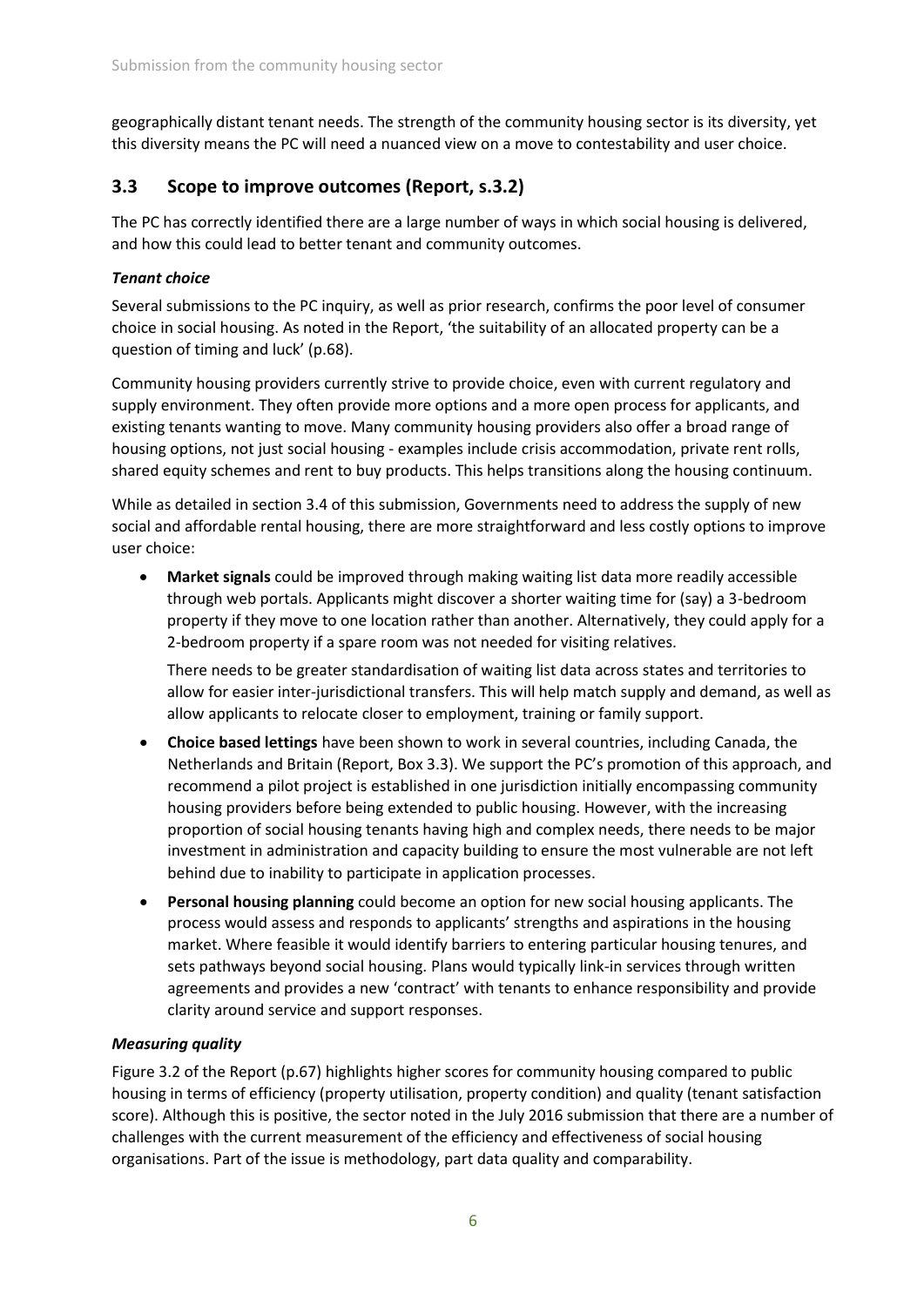geographically distant tenant needs. The strength of the community housing sector is its diversity, yet this diversity means the PC will need a nuanced view on a move to contestability and user choice.

## 3.3 Scope to improve outcomes (Report, s.3.2)

The PC has correctly identified there are a large number of ways in which social housing is delivered, and how this could lead to better tenant and community outcomes.

***Tenant choice***

Several submissions to the PC inquiry, as well as prior research, confirms the poor level of consumer choice in social housing. As noted in the Report, 'the suitability of an allocated property can be a question of timing and luck' (p.68).

Community housing providers currently strive to provide choice, even with current regulatory and supply environment. They often provide more options and a more open process for applicants, and existing tenants wanting to move. Many community housing providers also offer a broad range of housing options, not just social housing - examples include crisis accommodation, private rent rolls, shared equity schemes and rent to buy products. This helps transitions along the housing continuum.

While as detailed in section 3.4 of this submission, Governments need to address the supply of new social and affordable rental housing, there are more straightforward and less costly options to improve user choice:

- **Market signals** could be improved through making waiting list data more readily accessible through web portals. Applicants might discover a shorter waiting time for (say) a 3-bedroom property if they move to one location rather than another. Alternatively, they could apply for a 2-bedroom property if a spare room was not needed for visiting relatives.

  There needs to be greater standardisation of waiting list data across states and territories to allow for easier inter-jurisdictional transfers. This will help match supply and demand, as well as allow applicants to relocate closer to employment, training or family support.

- **Choice based lettings** have been shown to work in several countries, including Canada, the Netherlands and Britain (Report, Box 3.3). We support the PC's promotion of this approach, and recommend a pilot project is established in one jurisdiction initially encompassing community housing providers before being extended to public housing. However, with the increasing proportion of social housing tenants having high and complex needs, there needs to be major investment in administration and capacity building to ensure the most vulnerable are not left behind due to inability to participate in application processes.

- **Personal housing planning** could become an option for new social housing applicants. The process would assess and responds to applicants' strengths and aspirations in the housing market. Where feasible it would identify barriers to entering particular housing tenures, and sets pathways beyond social housing. Plans would typically link-in services through written agreements and provides a new 'contract' with tenants to enhance responsibility and provide clarity around service and support responses.

***Measuring quality***

Figure 3.2 of the Report (p.67) highlights higher scores for community housing compared to public housing in terms of efficiency (property utilisation, property condition) and quality (tenant satisfaction score). Although this is positive, the sector noted in the July 2016 submission that there are a number of challenges with the current measurement of the efficiency and effectiveness of social housing organisations. Part of the issue is methodology, part data quality and comparability.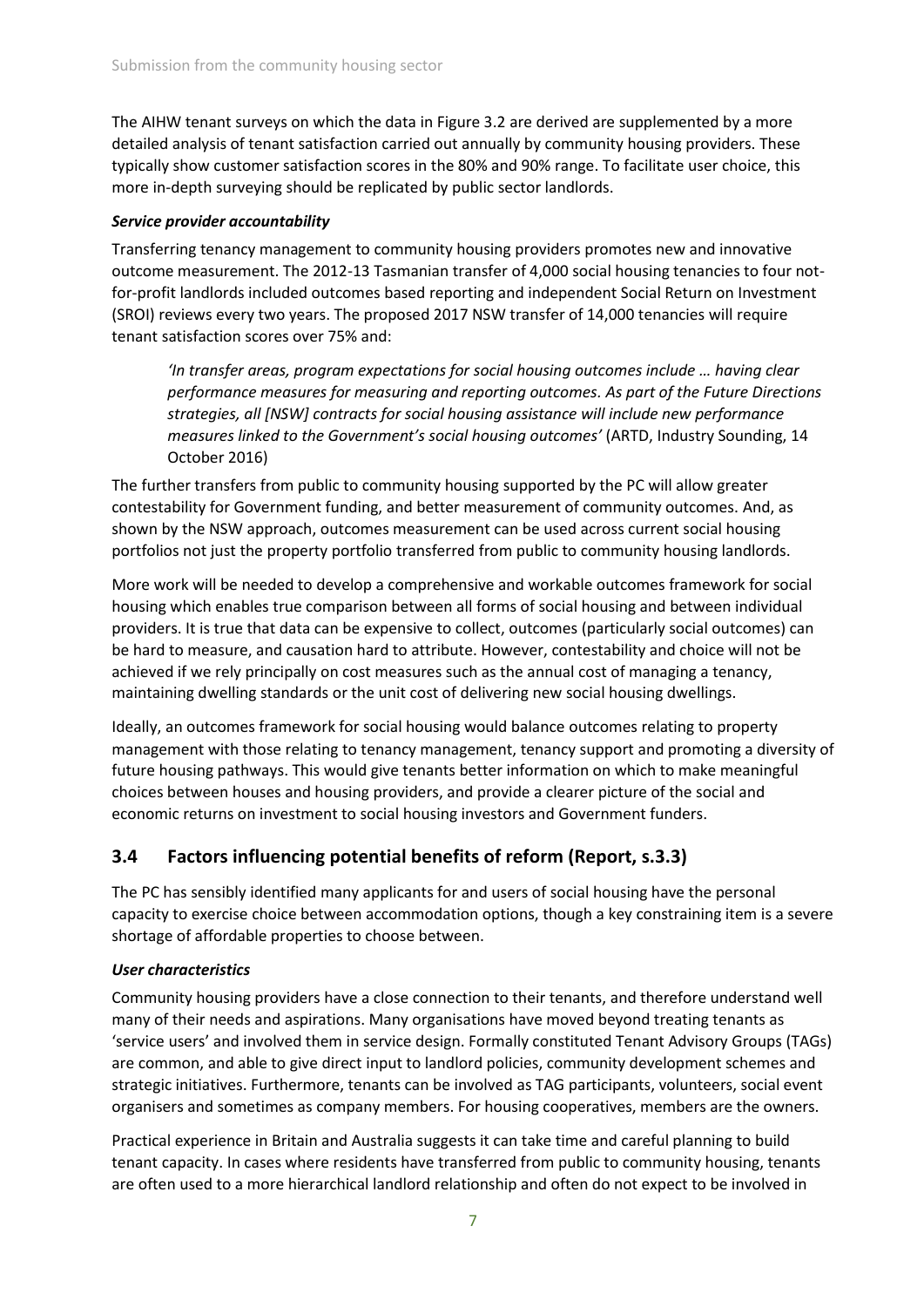The AIHW tenant surveys on which the data in Figure 3.2 are derived are supplemented by a more detailed analysis of tenant satisfaction carried out annually by community housing providers. These typically show customer satisfaction scores in the 80% and 90% range. To facilitate user choice, this more in-depth surveying should be replicated by public sector landlords.

***Service provider accountability***

Transferring tenancy management to community housing providers promotes new and innovative outcome measurement. The 2012-13 Tasmanian transfer of 4,000 social housing tenancies to four not-for-profit landlords included outcomes based reporting and independent Social Return on Investment (SROI) reviews every two years. The proposed 2017 NSW transfer of 14,000 tenancies will require tenant satisfaction scores over 75% and:

> *'In transfer areas, program expectations for social housing outcomes include … having clear performance measures for measuring and reporting outcomes. As part of the Future Directions strategies, all [NSW] contracts for social housing assistance will include new performance measures linked to the Government's social housing outcomes'* (ARTD, Industry Sounding, 14 October 2016)

The further transfers from public to community housing supported by the PC will allow greater contestability for Government funding, and better measurement of community outcomes. And, as shown by the NSW approach, outcomes measurement can be used across current social housing portfolios not just the property portfolio transferred from public to community housing landlords.

More work will be needed to develop a comprehensive and workable outcomes framework for social housing which enables true comparison between all forms of social housing and between individual providers. It is true that data can be expensive to collect, outcomes (particularly social outcomes) can be hard to measure, and causation hard to attribute. However, contestability and choice will not be achieved if we rely principally on cost measures such as the annual cost of managing a tenancy, maintaining dwelling standards or the unit cost of delivering new social housing dwellings.

Ideally, an outcomes framework for social housing would balance outcomes relating to property management with those relating to tenancy management, tenancy support and promoting a diversity of future housing pathways. This would give tenants better information on which to make meaningful choices between houses and housing providers, and provide a clearer picture of the social and economic returns on investment to social housing investors and Government funders.

## 3.4 Factors influencing potential benefits of reform (Report, s.3.3)

The PC has sensibly identified many applicants for and users of social housing have the personal capacity to exercise choice between accommodation options, though a key constraining item is a severe shortage of affordable properties to choose between.

***User characteristics***

Community housing providers have a close connection to their tenants, and therefore understand well many of their needs and aspirations. Many organisations have moved beyond treating tenants as 'service users' and involved them in service design. Formally constituted Tenant Advisory Groups (TAGs) are common, and able to give direct input to landlord policies, community development schemes and strategic initiatives. Furthermore, tenants can be involved as TAG participants, volunteers, social event organisers and sometimes as company members. For housing cooperatives, members are the owners.

Practical experience in Britain and Australia suggests it can take time and careful planning to build tenant capacity. In cases where residents have transferred from public to community housing, tenants are often used to a more hierarchical landlord relationship and often do not expect to be involved in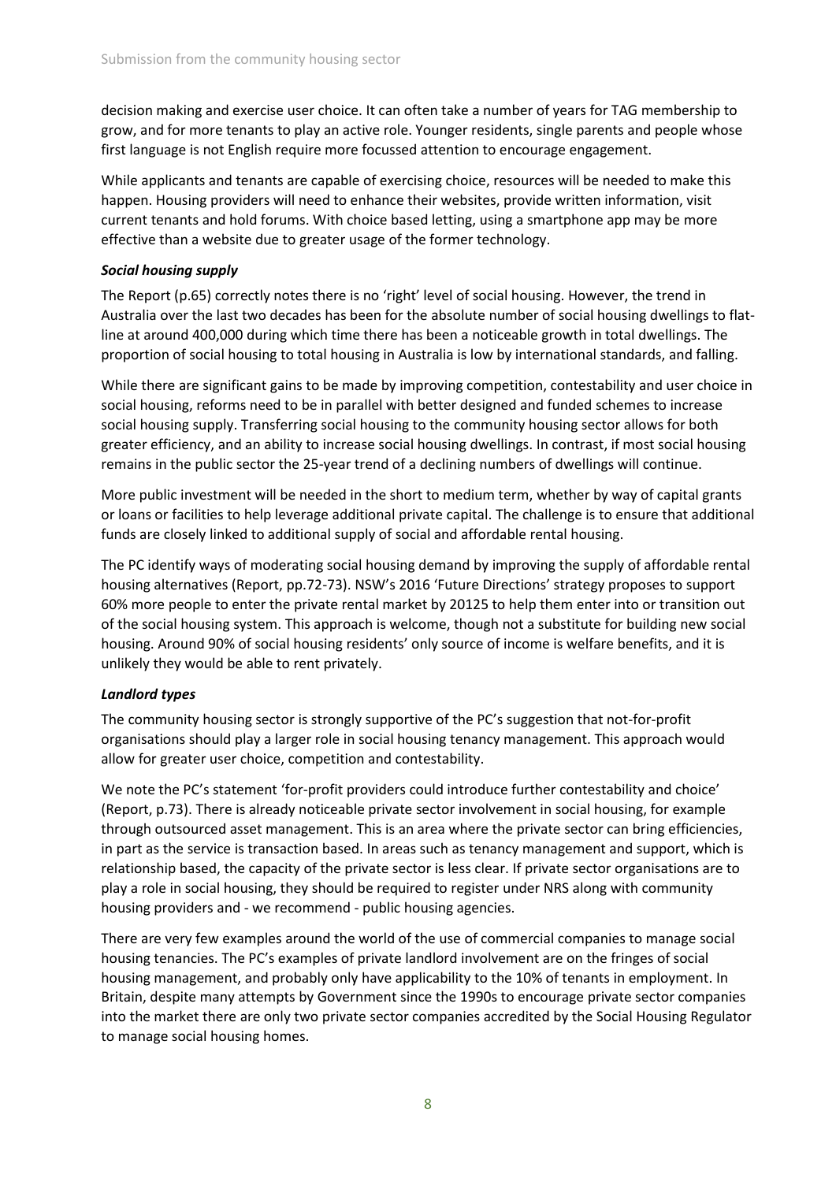decision making and exercise user choice. It can often take a number of years for TAG membership to grow, and for more tenants to play an active role. Younger residents, single parents and people whose first language is not English require more focussed attention to encourage engagement.

While applicants and tenants are capable of exercising choice, resources will be needed to make this happen. Housing providers will need to enhance their websites, provide written information, visit current tenants and hold forums. With choice based letting, using a smartphone app may be more effective than a website due to greater usage of the former technology.

***Social housing supply***

The Report (p.65) correctly notes there is no 'right' level of social housing. However, the trend in Australia over the last two decades has been for the absolute number of social housing dwellings to flat-line at around 400,000 during which time there has been a noticeable growth in total dwellings. The proportion of social housing to total housing in Australia is low by international standards, and falling.

While there are significant gains to be made by improving competition, contestability and user choice in social housing, reforms need to be in parallel with better designed and funded schemes to increase social housing supply. Transferring social housing to the community housing sector allows for both greater efficiency, and an ability to increase social housing dwellings. In contrast, if most social housing remains in the public sector the 25-year trend of a declining numbers of dwellings will continue.

More public investment will be needed in the short to medium term, whether by way of capital grants or loans or facilities to help leverage additional private capital. The challenge is to ensure that additional funds are closely linked to additional supply of social and affordable rental housing.

The PC identify ways of moderating social housing demand by improving the supply of affordable rental housing alternatives (Report, pp.72-73). NSW's 2016 'Future Directions' strategy proposes to support 60% more people to enter the private rental market by 20125 to help them enter into or transition out of the social housing system. This approach is welcome, though not a substitute for building new social housing. Around 90% of social housing residents' only source of income is welfare benefits, and it is unlikely they would be able to rent privately.

***Landlord types***

The community housing sector is strongly supportive of the PC's suggestion that not-for-profit organisations should play a larger role in social housing tenancy management. This approach would allow for greater user choice, competition and contestability.

We note the PC's statement 'for-profit providers could introduce further contestability and choice' (Report, p.73). There is already noticeable private sector involvement in social housing, for example through outsourced asset management. This is an area where the private sector can bring efficiencies, in part as the service is transaction based. In areas such as tenancy management and support, which is relationship based, the capacity of the private sector is less clear. If private sector organisations are to play a role in social housing, they should be required to register under NRS along with community housing providers and - we recommend - public housing agencies.

There are very few examples around the world of the use of commercial companies to manage social housing tenancies. The PC's examples of private landlord involvement are on the fringes of social housing management, and probably only have applicability to the 10% of tenants in employment. In Britain, despite many attempts by Government since the 1990s to encourage private sector companies into the market there are only two private sector companies accredited by the Social Housing Regulator to manage social housing homes.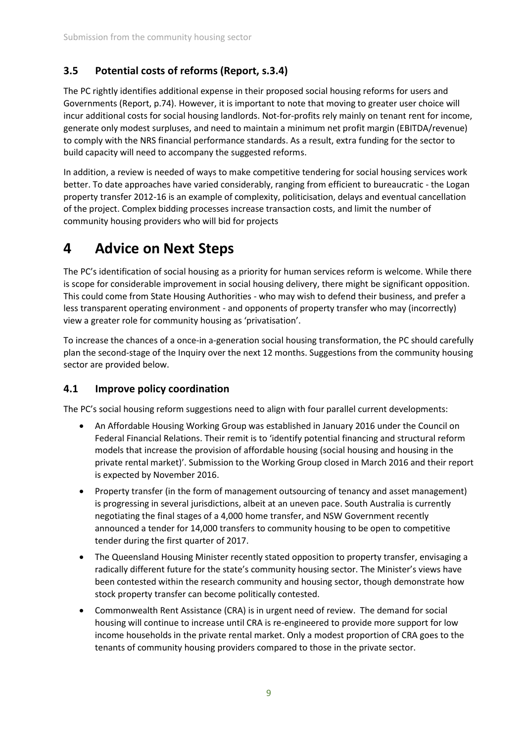### 3.5 Potential costs of reforms (Report, s.3.4)

The PC rightly identifies additional expense in their proposed social housing reforms for users and Governments (Report, p.74). However, it is important to note that moving to greater user choice will incur additional costs for social housing landlords. Not-for-profits rely mainly on tenant rent for income, generate only modest surpluses, and need to maintain a minimum net profit margin (EBITDA/revenue) to comply with the NRS financial performance standards. As a result, extra funding for the sector to build capacity will need to accompany the suggested reforms.

In addition, a review is needed of ways to make competitive tendering for social housing services work better. To date approaches have varied considerably, ranging from efficient to bureaucratic - the Logan property transfer 2012-16 is an example of complexity, politicisation, delays and eventual cancellation of the project. Complex bidding processes increase transaction costs, and limit the number of community housing providers who will bid for projects

# 4 Advice on Next Steps

The PC's identification of social housing as a priority for human services reform is welcome. While there is scope for considerable improvement in social housing delivery, there might be significant opposition. This could come from State Housing Authorities - who may wish to defend their business, and prefer a less transparent operating environment - and opponents of property transfer who may (incorrectly) view a greater role for community housing as 'privatisation'.

To increase the chances of a once-in a-generation social housing transformation, the PC should carefully plan the second-stage of the Inquiry over the next 12 months. Suggestions from the community housing sector are provided below.

### 4.1 Improve policy coordination

The PC's social housing reform suggestions need to align with four parallel current developments:

- An Affordable Housing Working Group was established in January 2016 under the Council on Federal Financial Relations. Their remit is to 'identify potential financing and structural reform models that increase the provision of affordable housing (social housing and housing in the private rental market)'. Submission to the Working Group closed in March 2016 and their report is expected by November 2016.
- Property transfer (in the form of management outsourcing of tenancy and asset management) is progressing in several jurisdictions, albeit at an uneven pace. South Australia is currently negotiating the final stages of a 4,000 home transfer, and NSW Government recently announced a tender for 14,000 transfers to community housing to be open to competitive tender during the first quarter of 2017.
- The Queensland Housing Minister recently stated opposition to property transfer, envisaging a radically different future for the state's community housing sector. The Minister's views have been contested within the research community and housing sector, though demonstrate how stock property transfer can become politically contested.
- Commonwealth Rent Assistance (CRA) is in urgent need of review. The demand for social housing will continue to increase until CRA is re-engineered to provide more support for low income households in the private rental market. Only a modest proportion of CRA goes to the tenants of community housing providers compared to those in the private sector.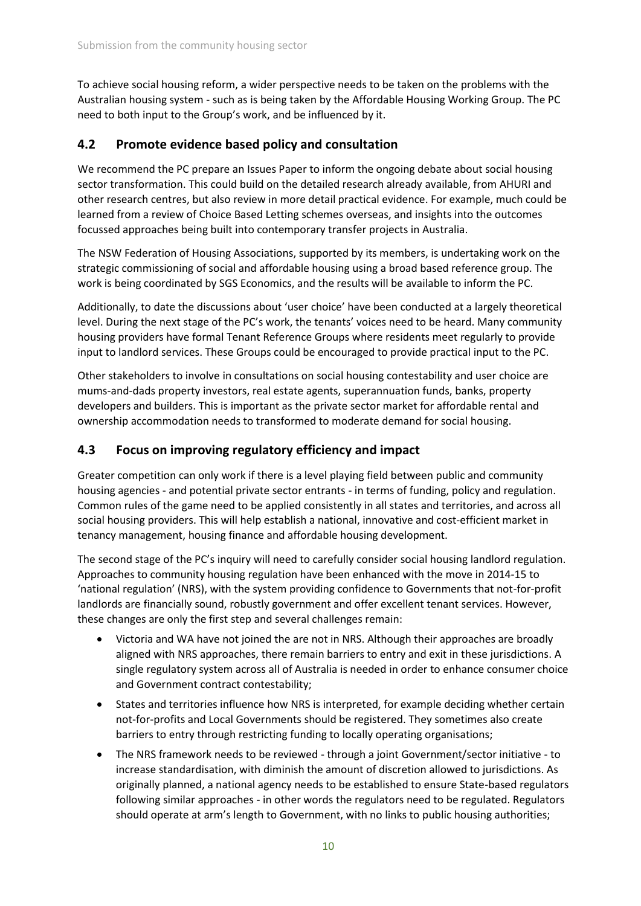To achieve social housing reform, a wider perspective needs to be taken on the problems with the Australian housing system - such as is being taken by the Affordable Housing Working Group. The PC need to both input to the Group's work, and be influenced by it.

## 4.2 Promote evidence based policy and consultation

We recommend the PC prepare an Issues Paper to inform the ongoing debate about social housing sector transformation. This could build on the detailed research already available, from AHURI and other research centres, but also review in more detail practical evidence. For example, much could be learned from a review of Choice Based Letting schemes overseas, and insights into the outcomes focussed approaches being built into contemporary transfer projects in Australia.

The NSW Federation of Housing Associations, supported by its members, is undertaking work on the strategic commissioning of social and affordable housing using a broad based reference group. The work is being coordinated by SGS Economics, and the results will be available to inform the PC.

Additionally, to date the discussions about 'user choice' have been conducted at a largely theoretical level. During the next stage of the PC's work, the tenants' voices need to be heard. Many community housing providers have formal Tenant Reference Groups where residents meet regularly to provide input to landlord services. These Groups could be encouraged to provide practical input to the PC.

Other stakeholders to involve in consultations on social housing contestability and user choice are mums-and-dads property investors, real estate agents, superannuation funds, banks, property developers and builders. This is important as the private sector market for affordable rental and ownership accommodation needs to transformed to moderate demand for social housing.

## 4.3 Focus on improving regulatory efficiency and impact

Greater competition can only work if there is a level playing field between public and community housing agencies - and potential private sector entrants - in terms of funding, policy and regulation. Common rules of the game need to be applied consistently in all states and territories, and across all social housing providers. This will help establish a national, innovative and cost-efficient market in tenancy management, housing finance and affordable housing development.

The second stage of the PC's inquiry will need to carefully consider social housing landlord regulation. Approaches to community housing regulation have been enhanced with the move in 2014-15 to 'national regulation' (NRS), with the system providing confidence to Governments that not-for-profit landlords are financially sound, robustly government and offer excellent tenant services. However, these changes are only the first step and several challenges remain:

- Victoria and WA have not joined the are not in NRS. Although their approaches are broadly aligned with NRS approaches, there remain barriers to entry and exit in these jurisdictions. A single regulatory system across all of Australia is needed in order to enhance consumer choice and Government contract contestability;
- States and territories influence how NRS is interpreted, for example deciding whether certain not-for-profits and Local Governments should be registered. They sometimes also create barriers to entry through restricting funding to locally operating organisations;
- The NRS framework needs to be reviewed - through a joint Government/sector initiative - to increase standardisation, with diminish the amount of discretion allowed to jurisdictions. As originally planned, a national agency needs to be established to ensure State-based regulators following similar approaches - in other words the regulators need to be regulated. Regulators should operate at arm's length to Government, with no links to public housing authorities;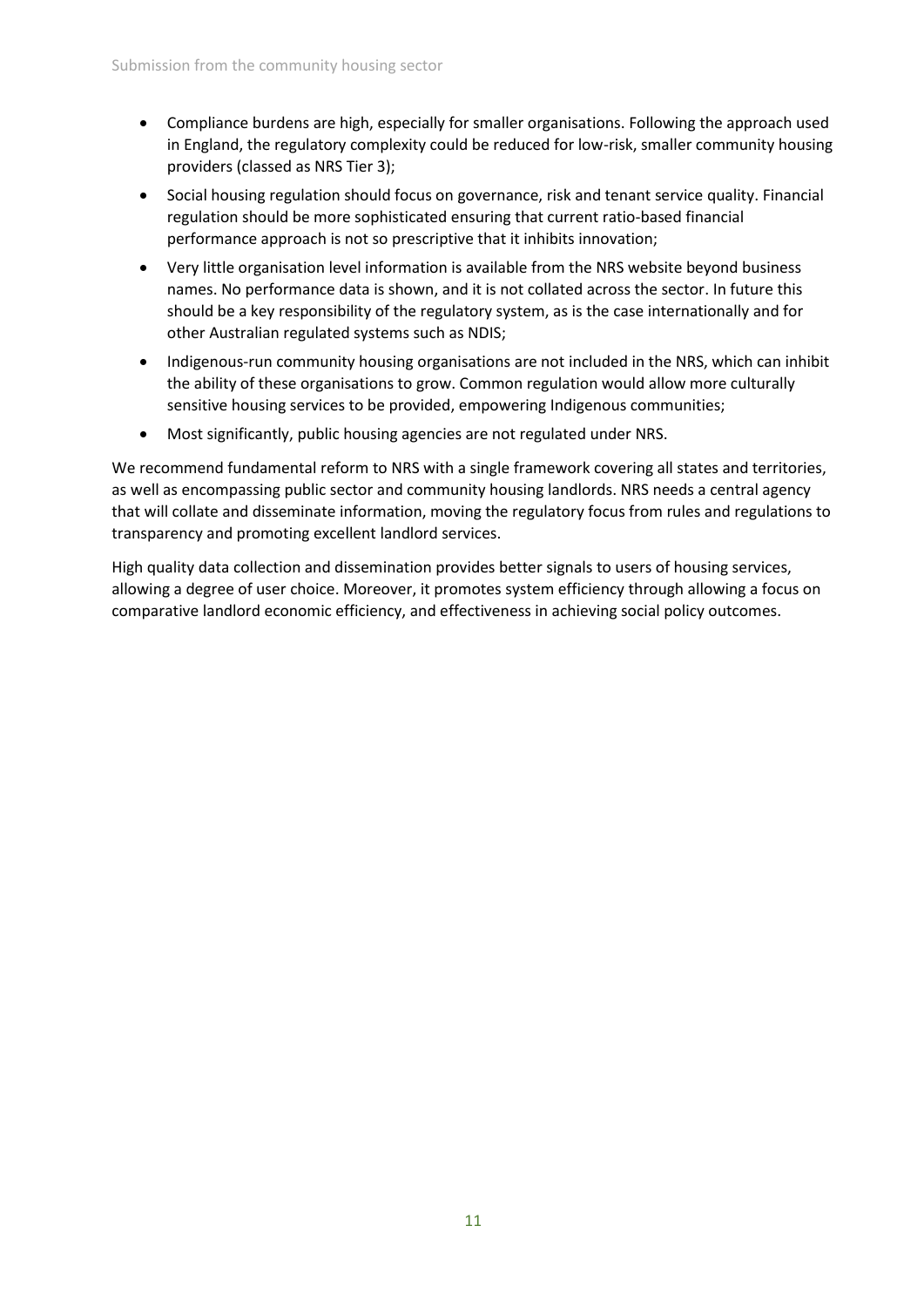- Compliance burdens are high, especially for smaller organisations. Following the approach used in England, the regulatory complexity could be reduced for low-risk, smaller community housing providers (classed as NRS Tier 3);
- Social housing regulation should focus on governance, risk and tenant service quality. Financial regulation should be more sophisticated ensuring that current ratio-based financial performance approach is not so prescriptive that it inhibits innovation;
- Very little organisation level information is available from the NRS website beyond business names. No performance data is shown, and it is not collated across the sector. In future this should be a key responsibility of the regulatory system, as is the case internationally and for other Australian regulated systems such as NDIS;
- Indigenous-run community housing organisations are not included in the NRS, which can inhibit the ability of these organisations to grow. Common regulation would allow more culturally sensitive housing services to be provided, empowering Indigenous communities;
- Most significantly, public housing agencies are not regulated under NRS.

We recommend fundamental reform to NRS with a single framework covering all states and territories, as well as encompassing public sector and community housing landlords. NRS needs a central agency that will collate and disseminate information, moving the regulatory focus from rules and regulations to transparency and promoting excellent landlord services.

High quality data collection and dissemination provides better signals to users of housing services, allowing a degree of user choice. Moreover, it promotes system efficiency through allowing a focus on comparative landlord economic efficiency, and effectiveness in achieving social policy outcomes.